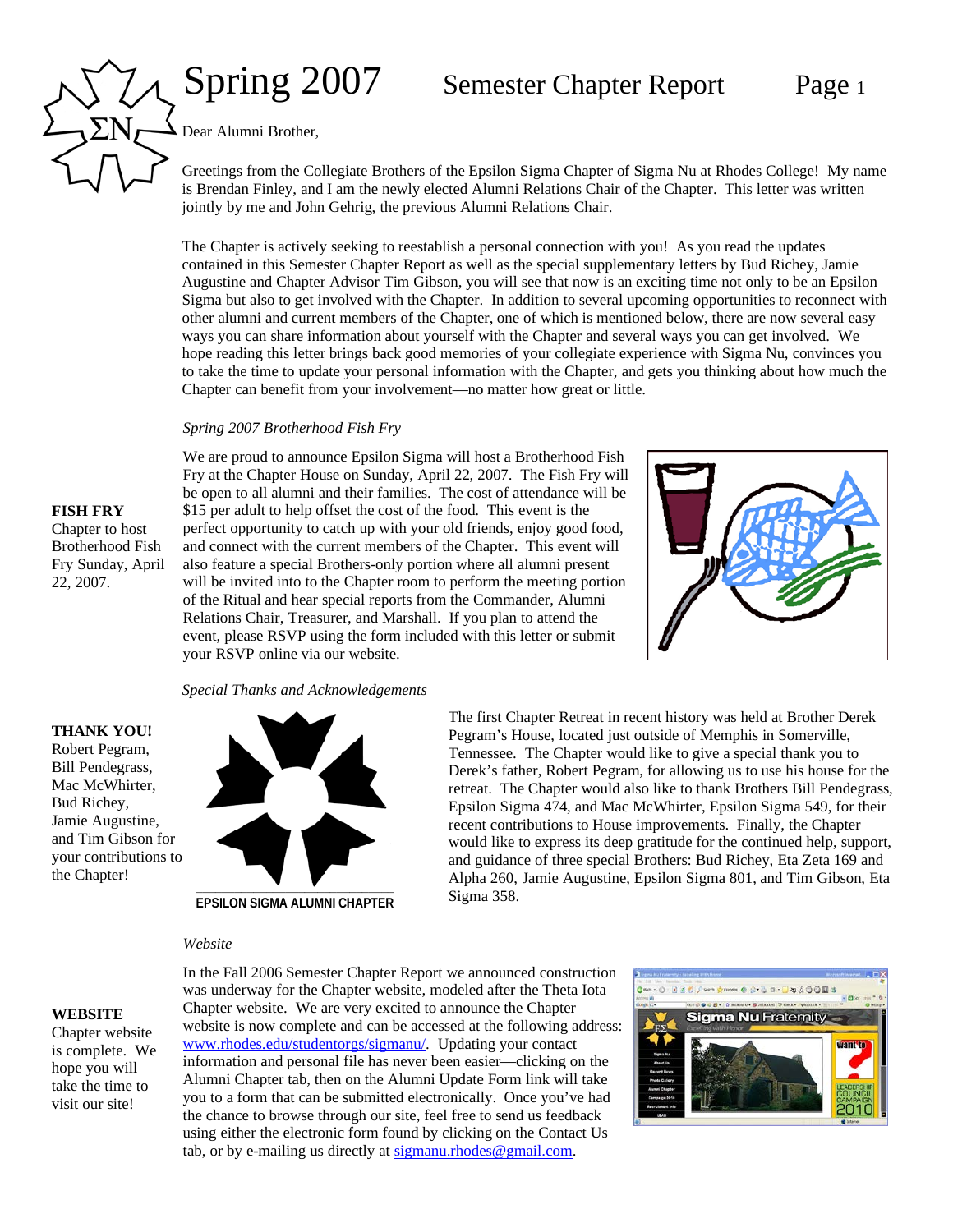# Spring 2007 Semester Chapter Report

Dear Alumni Brother,

Greetings from the Collegiate Brothers of the Epsilon Sigma Chapter of Sigma Nu at Rhodes College! My name is Brendan Finley, and I am the newly elected Alumni Relations Chair of the Chapter. This letter was written jointly by me and John Gehrig, the previous Alumni Relations Chair.

The Chapter is actively seeking to reestablish a personal connection with you! As you read the updates contained in this Semester Chapter Report as well as the special supplementary letters by Bud Richey, Jamie Augustine and Chapter Advisor Tim Gibson, you will see that now is an exciting time not only to be an Epsilon Sigma but also to get involved with the Chapter. In addition to several upcoming opportunities to reconnect with other alumni and current members of the Chapter, one of which is mentioned below, there are now several easy ways you can share information about yourself with the Chapter and several ways you can get involved. We hope reading this letter brings back good memories of your collegiate experience with Sigma Nu, convinces you to take the time to update your personal information with the Chapter, and gets you thinking about how much the Chapter can benefit from your involvement—no matter how great or little.

*Spring 2007 Brotherhood Fish Fry*

**FISH FRY**
Chapter to host Brotherhood Fish Fry Sunday, April 22, 2007.

We are proud to announce Epsilon Sigma will host a Brotherhood Fish Fry at the Chapter House on Sunday, April 22, 2007. The Fish Fry will be open to all alumni and their families. The cost of attendance will be $15 per adult to help offset the cost of the food. This event is the perfect opportunity to catch up with your old friends, enjoy good food, and connect with the current members of the Chapter. This event will also feature a special Brothers-only portion where all alumni present will be invited into to the Chapter room to perform the meeting portion of the Ritual and hear special reports from the Commander, Alumni Relations Chair, Treasurer, and Marshall. If you plan to attend the event, please RSVP using the form included with this letter or submit your RSVP online via our website.

*Special Thanks and Acknowledgements*

**THANK YOU!**
Robert Pegram, Bill Pendegrass, Mac McWhirter, Bud Richey, Jamie Augustine, and Tim Gibson for your contributions to the Chapter!

EPSILON SIGMA ALUMNI CHAPTER

The first Chapter Retreat in recent history was held at Brother Derek Pegram's House, located just outside of Memphis in Somerville, Tennessee. The Chapter would like to give a special thank you to Derek's father, Robert Pegram, for allowing us to use his house for the retreat. The Chapter would also like to thank Brothers Bill Pendegrass, Epsilon Sigma 474, and Mac McWhirter, Epsilon Sigma 549, for their recent contributions to House improvements. Finally, the Chapter would like to express its deep gratitude for the continued help, support, and guidance of three special Brothers: Bud Richey, Eta Zeta 169 and Alpha 260, Jamie Augustine, Epsilon Sigma 801, and Tim Gibson, Eta Sigma 358.

*Website*

**WEBSITE**
Chapter website is complete. We hope you will take the time to visit our site!

In the Fall 2006 Semester Chapter Report we announced construction was underway for the Chapter website, modeled after the Theta Iota Chapter website. We are very excited to announce the Chapter website is now complete and can be accessed at the following address: www.rhodes.edu/studentorgs/sigmanu/. Updating your contact information and personal file has never been easier—clicking on the Alumni Chapter tab, then on the Alumni Update Form link will take you to a form that can be submitted electronically. Once you've had the chance to browse through our site, feel free to send us feedback using either the electronic form found by clicking on the Contact Us tab, or by e-mailing us directly at sigmanu.rhodes@gmail.com.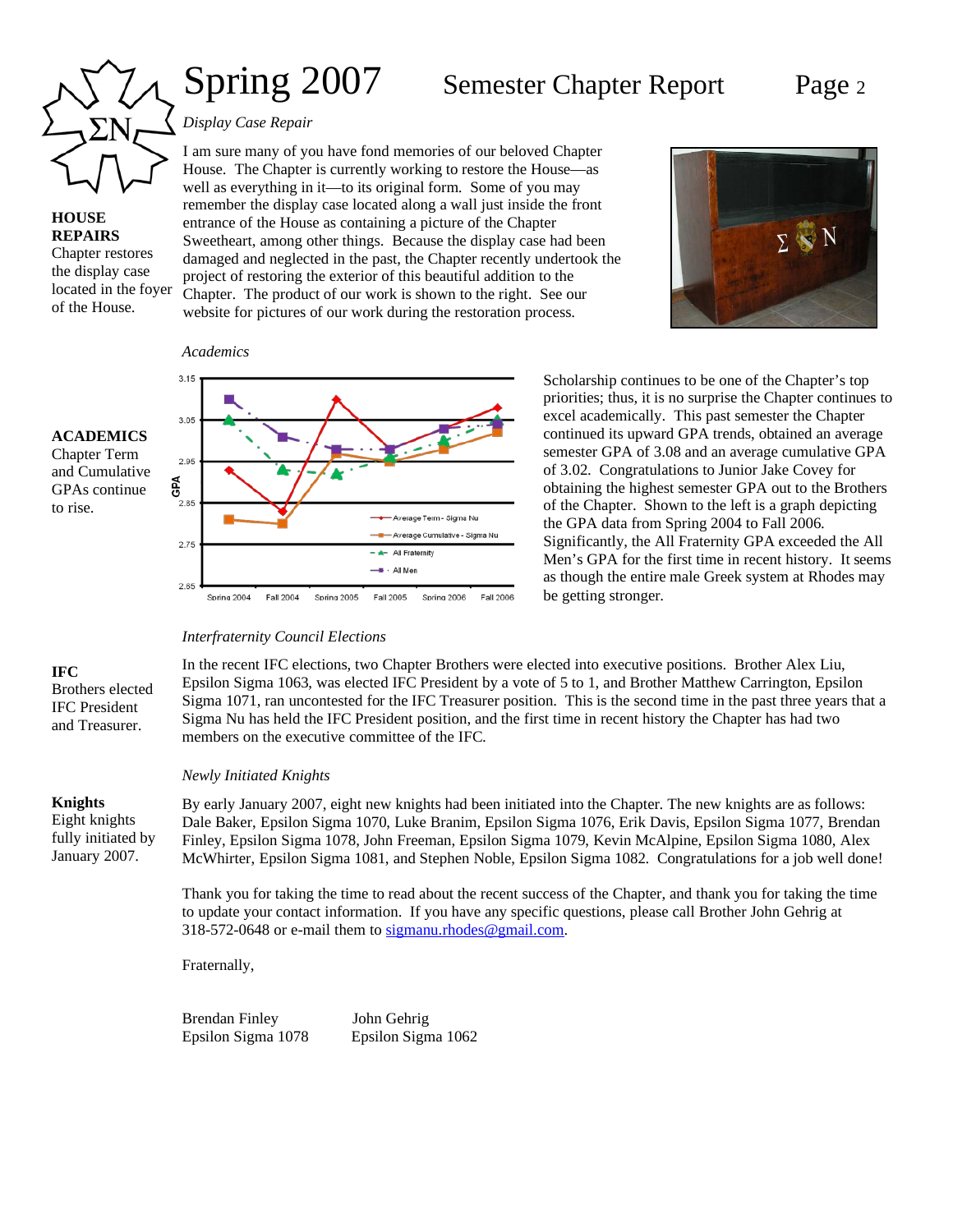# Spring 2007 Semester Chapter Report

**HOUSE REPAIRS**
Chapter restores the display case located in the foyer of the House.

*Display Case Repair*

I am sure many of you have fond memories of our beloved Chapter House. The Chapter is currently working to restore the House—as well as everything in it—to its original form. Some of you may remember the display case located along a wall just inside the front entrance of the House as containing a picture of the Chapter Sweetheart, among other things. Because the display case had been damaged and neglected in the past, the Chapter recently undertook the project of restoring the exterior of this beautiful addition to the Chapter. The product of our work is shown to the right. See our website for pictures of our work during the restoration process.

**ACADEMICS**
Chapter Term and Cumulative GPAs continue to rise.

*Academics*

Scholarship continues to be one of the Chapter's top priorities; thus, it is no surprise the Chapter continues to excel academically. This past semester the Chapter continued its upward GPA trends, obtained an average semester GPA of 3.08 and an average cumulative GPA of 3.02. Congratulations to Junior Jake Covey for obtaining the highest semester GPA out to the Brothers of the Chapter. Shown to the left is a graph depicting the GPA data from Spring 2004 to Fall 2006. Significantly, the All Fraternity GPA exceeded the All Men's GPA for the first time in recent history. It seems as though the entire male Greek system at Rhodes may be getting stronger.

**IFC**
Brothers elected IFC President and Treasurer.

*Interfraternity Council Elections*

In the recent IFC elections, two Chapter Brothers were elected into executive positions. Brother Alex Liu, Epsilon Sigma 1063, was elected IFC President by a vote of 5 to 1, and Brother Matthew Carrington, Epsilon Sigma 1071, ran uncontested for the IFC Treasurer position. This is the second time in the past three years that a Sigma Nu has held the IFC President position, and the first time in recent history the Chapter has had two members on the executive committee of the IFC.

**Knights**
Eight knights fully initiated by January 2007.

*Newly Initiated Knights*

By early January 2007, eight new knights had been initiated into the Chapter. The new knights are as follows: Dale Baker, Epsilon Sigma 1070, Luke Branim, Epsilon Sigma 1076, Erik Davis, Epsilon Sigma 1077, Brendan Finley, Epsilon Sigma 1078, John Freeman, Epsilon Sigma 1079, Kevin McAlpine, Epsilon Sigma 1080, Alex McWhirter, Epsilon Sigma 1081, and Stephen Noble, Epsilon Sigma 1082. Congratulations for a job well done!

Thank you for taking the time to read about the recent success of the Chapter, and thank you for taking the time to update your contact information. If you have any specific questions, please call Brother John Gehrig at 318-572-0648 or e-mail them to sigmanu.rhodes@gmail.com.

Fraternally,

Brendan Finley
Epsilon Sigma 1078

John Gehrig
Epsilon Sigma 1062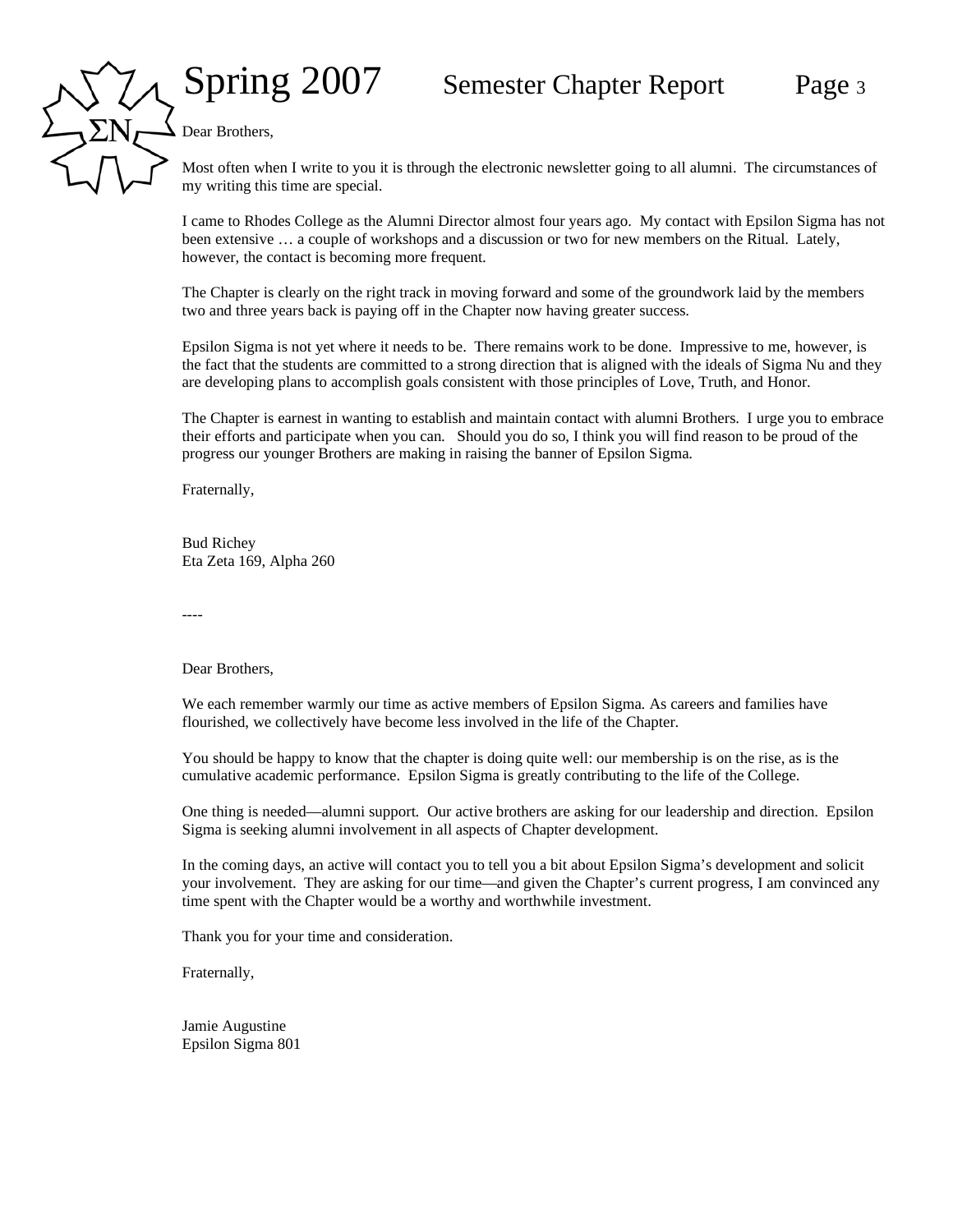Dear Brothers,

Most often when I write to you it is through the electronic newsletter going to all alumni. The circumstances of my writing this time are special.

I came to Rhodes College as the Alumni Director almost four years ago. My contact with Epsilon Sigma has not been extensive … a couple of workshops and a discussion or two for new members on the Ritual. Lately, however, the contact is becoming more frequent.

The Chapter is clearly on the right track in moving forward and some of the groundwork laid by the members two and three years back is paying off in the Chapter now having greater success.

Epsilon Sigma is not yet where it needs to be. There remains work to be done. Impressive to me, however, is the fact that the students are committed to a strong direction that is aligned with the ideals of Sigma Nu and they are developing plans to accomplish goals consistent with those principles of Love, Truth, and Honor.

The Chapter is earnest in wanting to establish and maintain contact with alumni Brothers. I urge you to embrace their efforts and participate when you can. Should you do so, I think you will find reason to be proud of the progress our younger Brothers are making in raising the banner of Epsilon Sigma.

Fraternally,

Bud Richey
Eta Zeta 169, Alpha 260

----

Dear Brothers,

We each remember warmly our time as active members of Epsilon Sigma. As careers and families have flourished, we collectively have become less involved in the life of the Chapter.

You should be happy to know that the chapter is doing quite well: our membership is on the rise, as is the cumulative academic performance. Epsilon Sigma is greatly contributing to the life of the College.

One thing is needed—alumni support. Our active brothers are asking for our leadership and direction. Epsilon Sigma is seeking alumni involvement in all aspects of Chapter development.

In the coming days, an active will contact you to tell you a bit about Epsilon Sigma's development and solicit your involvement. They are asking for our time—and given the Chapter's current progress, I am convinced any time spent with the Chapter would be a worthy and worthwhile investment.

Thank you for your time and consideration.

Fraternally,

Jamie Augustine
Epsilon Sigma 801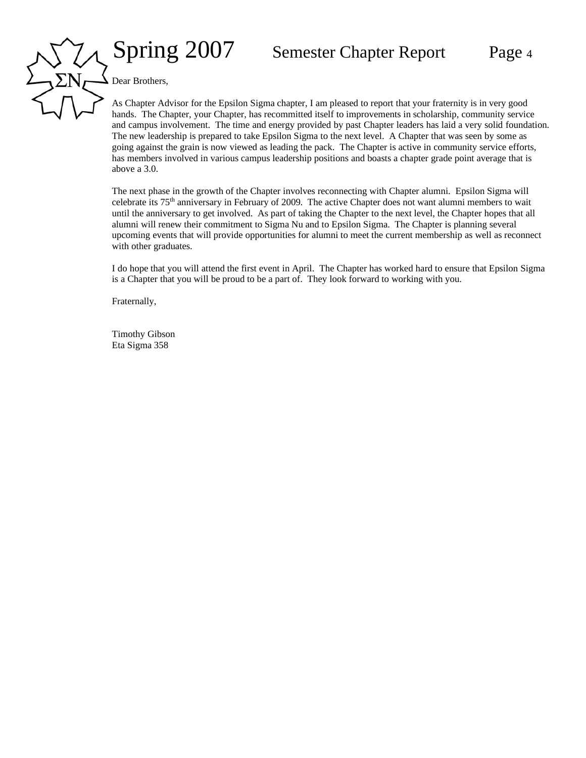Dear Brothers,

As Chapter Advisor for the Epsilon Sigma chapter, I am pleased to report that your fraternity is in very good hands. The Chapter, your Chapter, has recommitted itself to improvements in scholarship, community service and campus involvement. The time and energy provided by past Chapter leaders has laid a very solid foundation. The new leadership is prepared to take Epsilon Sigma to the next level. A Chapter that was seen by some as going against the grain is now viewed as leading the pack. The Chapter is active in community service efforts, has members involved in various campus leadership positions and boasts a chapter grade point average that is above a 3.0.

The next phase in the growth of the Chapter involves reconnecting with Chapter alumni. Epsilon Sigma will celebrate its 75th anniversary in February of 2009. The active Chapter does not want alumni members to wait until the anniversary to get involved. As part of taking the Chapter to the next level, the Chapter hopes that all alumni will renew their commitment to Sigma Nu and to Epsilon Sigma. The Chapter is planning several upcoming events that will provide opportunities for alumni to meet the current membership as well as reconnect with other graduates.

I do hope that you will attend the first event in April. The Chapter has worked hard to ensure that Epsilon Sigma is a Chapter that you will be proud to be a part of. They look forward to working with you.

Fraternally,

Timothy Gibson
Eta Sigma 358